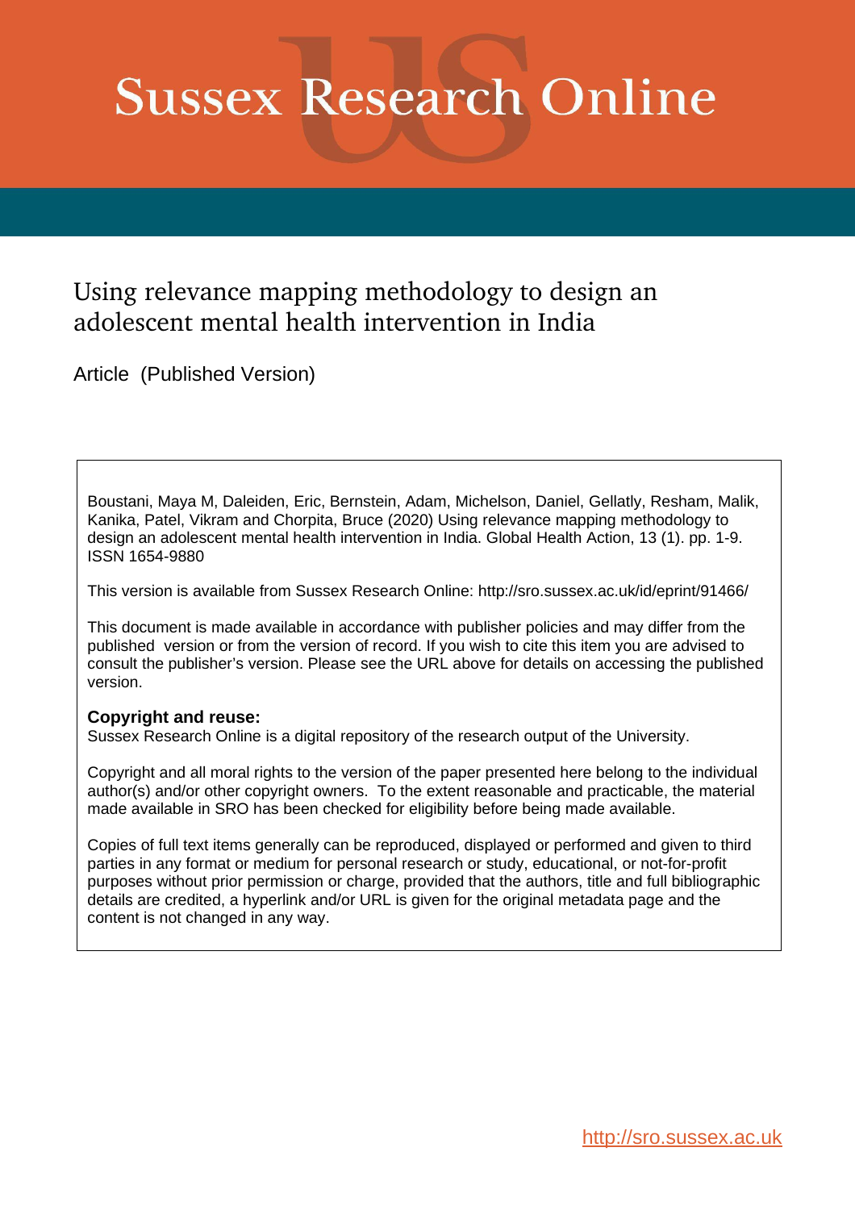# Sussex Research Online

## Using relevance mapping methodology to design an adolescent mental health intervention in India

Article (Published Version)

Boustani, Maya M, Daleiden, Eric, Bernstein, Adam, Michelson, Daniel, Gellatly, Resham, Malik, Kanika, Patel, Vikram and Chorpita, Bruce (2020) Using relevance mapping methodology to design an adolescent mental health intervention in India. Global Health Action, 13 (1). pp. 1-9. ISSN 1654-9880

This version is available from Sussex Research Online: http://sro.sussex.ac.uk/id/eprint/91466/

This document is made available in accordance with publisher policies and may differ from the published version or from the version of record. If you wish to cite this item you are advised to consult the publisher's version. Please see the URL above for details on accessing the published version.

**Copyright and reuse:**
Sussex Research Online is a digital repository of the research output of the University.

Copyright and all moral rights to the version of the paper presented here belong to the individual author(s) and/or other copyright owners. To the extent reasonable and practicable, the material made available in SRO has been checked for eligibility before being made available.

Copies of full text items generally can be reproduced, displayed or performed and given to third parties in any format or medium for personal research or study, educational, or not-for-profit purposes without prior permission or charge, provided that the authors, title and full bibliographic details are credited, a hyperlink and/or URL is given for the original metadata page and the content is not changed in any way.

http://sro.sussex.ac.uk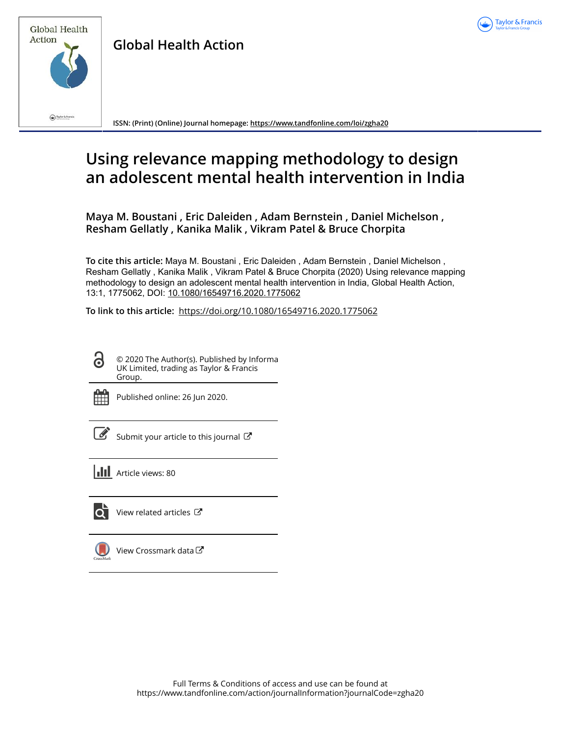# Using relevance mapping methodology to design an adolescent mental health intervention in India

**Maya M. Boustani , Eric Daleiden , Adam Bernstein , Daniel Michelson , Resham Gellatly , Kanika Malik , Vikram Patel & Bruce Chorpita**

**To cite this article:** Maya M. Boustani , Eric Daleiden , Adam Bernstein , Daniel Michelson , Resham Gellatly , Kanika Malik , Vikram Patel & Bruce Chorpita (2020) Using relevance mapping methodology to design an adolescent mental health intervention in India, Global Health Action, 13:1, 1775062, DOI: 10.1080/16549716.2020.1775062

**To link to this article:** https://doi.org/10.1080/16549716.2020.1775062

© 2020 The Author(s). Published by Informa UK Limited, trading as Taylor & Francis Group.

Published online: 26 Jun 2020.

Submit your article to this journal

Article views: 80

View related articles

View Crossmark data

Full Terms & Conditions of access and use can be found at https://www.tandfonline.com/action/journalInformation?journalCode=zgha20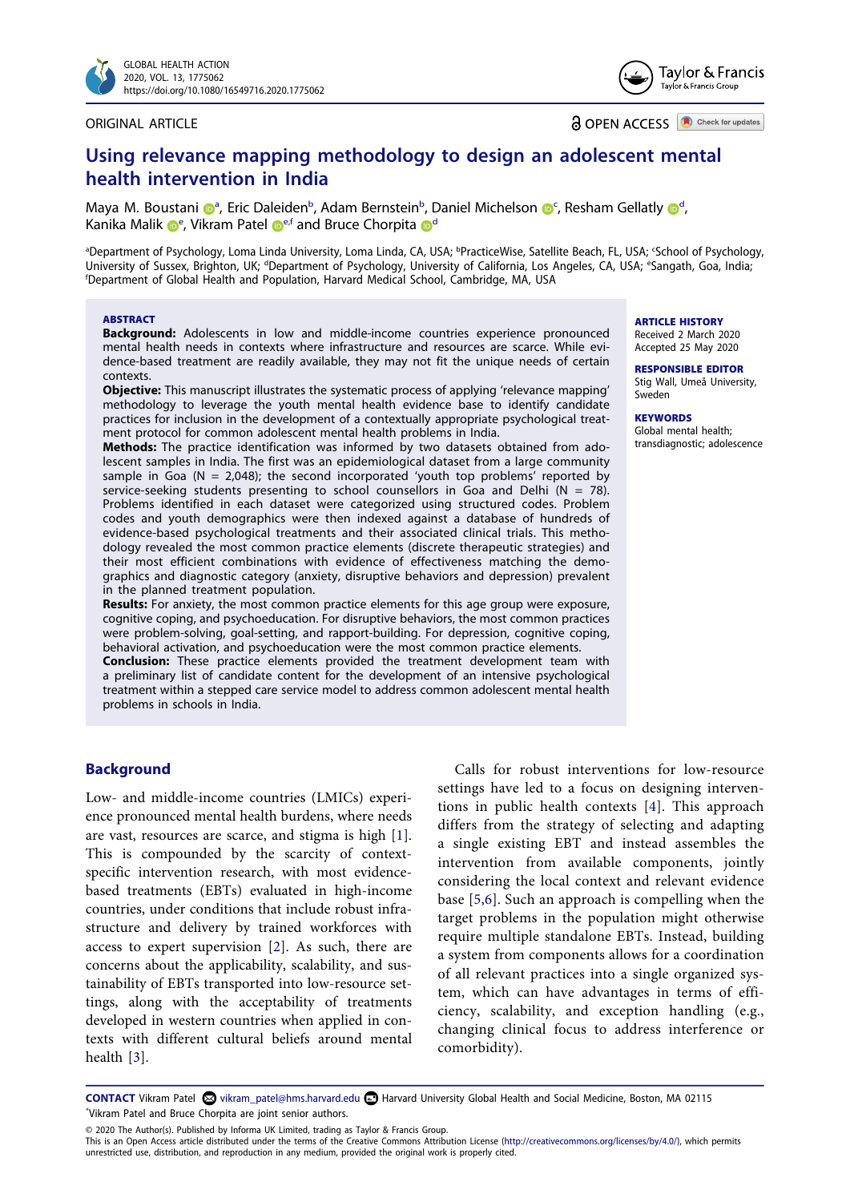ORIGINAL ARTICLE

OPEN ACCESS

# Using relevance mapping methodology to design an adolescent mental health intervention in India

Maya M. Boustani [a], Eric Daleiden [b], Adam Bernstein [b], Daniel Michelson [c], Resham Gellatly [d], Kanika Malik [e], Vikram Patel [e,f] and Bruce Chorpita [d]

[a]Department of Psychology, Loma Linda University, Loma Linda, CA, USA; [b]PracticeWise, Satellite Beach, FL, USA; [c]School of Psychology, University of Sussex, Brighton, UK; [d]Department of Psychology, University of California, Los Angeles, CA, USA; [e]Sangath, Goa, India; [f]Department of Global Health and Population, Harvard Medical School, Cambridge, MA, USA

## ABSTRACT

**Background:** Adolescents in low and middle-income countries experience pronounced mental health needs in contexts where infrastructure and resources are scarce. While evidence-based treatment are readily available, they may not fit the unique needs of certain contexts.

**Objective:** This manuscript illustrates the systematic process of applying 'relevance mapping' methodology to leverage the youth mental health evidence base to identify candidate practices for inclusion in the development of a contextually appropriate psychological treatment protocol for common adolescent mental health problems in India.

**Methods:** The practice identification was informed by two datasets obtained from adolescent samples in India. The first was an epidemiological dataset from a large community sample in Goa (N = 2,048); the second incorporated 'youth top problems' reported by service-seeking students presenting to school counsellors in Goa and Delhi (N = 78). Problems identified in each dataset were categorized using structured codes. Problem codes and youth demographics were then indexed against a database of hundreds of evidence-based psychological treatments and their associated clinical trials. This methodology revealed the most common practice elements (discrete therapeutic strategies) and their most efficient combinations with evidence of effectiveness matching the demographics and diagnostic category (anxiety, disruptive behaviors and depression) prevalent in the planned treatment population.

**Results:** For anxiety, the most common practice elements for this age group were exposure, cognitive coping, and psychoeducation. For disruptive behaviors, the most common practices were problem-solving, goal-setting, and rapport-building. For depression, cognitive coping, behavioral activation, and psychoeducation were the most common practice elements.

**Conclusion:** These practice elements provided the treatment development team with a preliminary list of candidate content for the development of an intensive psychological treatment within a stepped care service model to address common adolescent mental health problems in schools in India.

**ARTICLE HISTORY**
Received 2 March 2020
Accepted 25 May 2020

**RESPONSIBLE EDITOR**
Stig Wall, Umeå University, Sweden

**KEYWORDS**
Global mental health; transdiagnostic; adolescence

## Background

Low- and middle-income countries (LMICs) experience pronounced mental health burdens, where needs are vast, resources are scarce, and stigma is high [1]. This is compounded by the scarcity of context-specific intervention research, with most evidence-based treatments (EBTs) evaluated in high-income countries, under conditions that include robust infrastructure and delivery by trained workforces with access to expert supervision [2]. As such, there are concerns about the applicability, scalability, and sustainability of EBTs transported into low-resource settings, along with the acceptability of treatments developed in western countries when applied in contexts with different cultural beliefs around mental health [3].

Calls for robust interventions for low-resource settings have led to a focus on designing interventions in public health contexts [4]. This approach differs from the strategy of selecting and adapting a single existing EBT and instead assembles the intervention from available components, jointly considering the local context and relevant evidence base [5,6]. Such an approach is compelling when the target problems in the population might otherwise require multiple standalone EBTs. Instead, building a system from components allows for a coordination of all relevant practices into a single organized system, which can have advantages in terms of efficiency, scalability, and exception handling (e.g., changing clinical focus to address interference or comorbidity).

**CONTACT** Vikram Patel vikram_patel@hms.harvard.edu Harvard University Global Health and Social Medicine, Boston, MA 02115
*Vikram Patel and Bruce Chorpita are joint senior authors.

© 2020 The Author(s). Published by Informa UK Limited, trading as Taylor & Francis Group.
This is an Open Access article distributed under the terms of the Creative Commons Attribution License (http://creativecommons.org/licenses/by/4.0/), which permits unrestricted use, distribution, and reproduction in any medium, provided the original work is properly cited.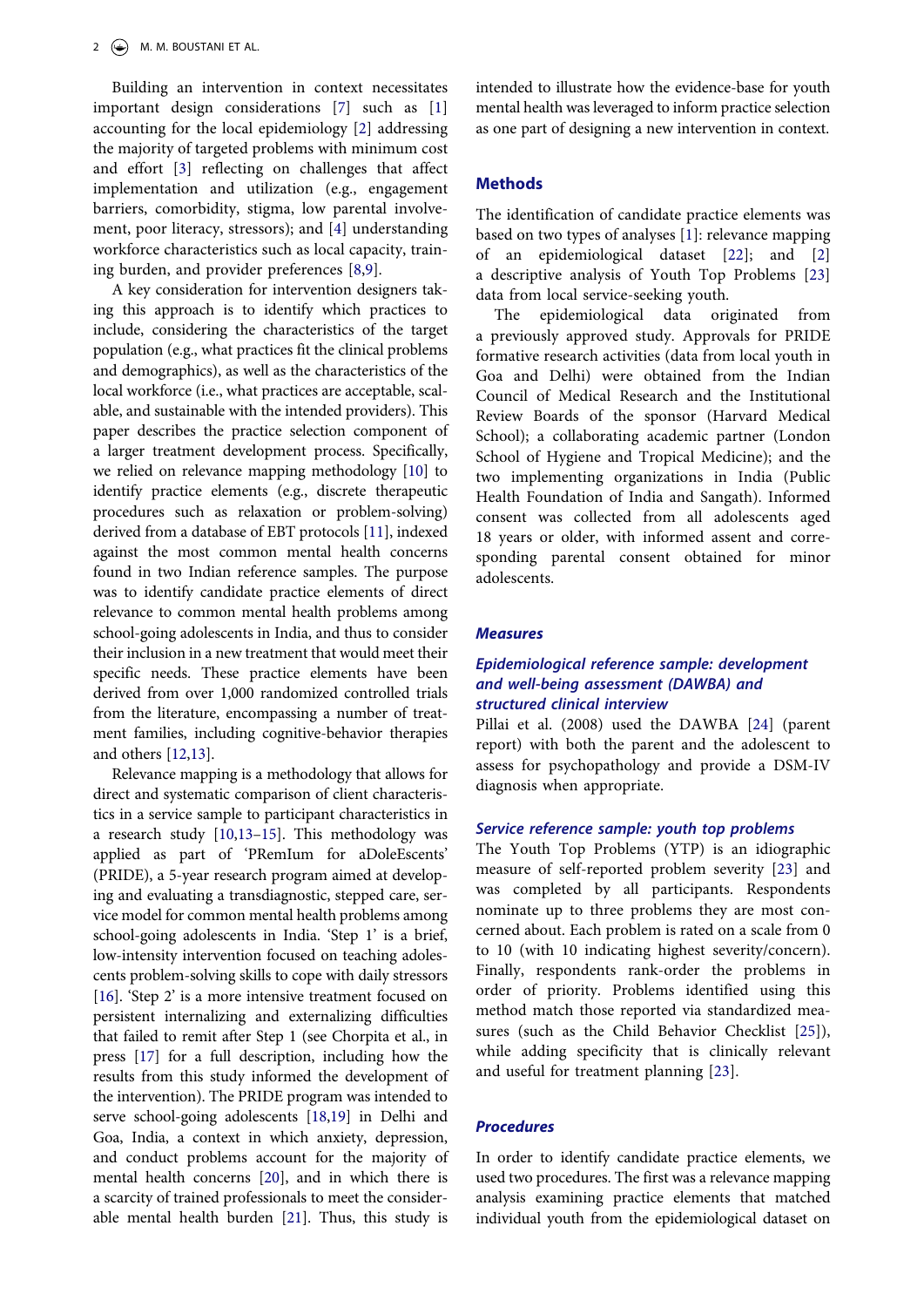Building an intervention in context necessitates important design considerations [7] such as [1] accounting for the local epidemiology [2] addressing the majority of targeted problems with minimum cost and effort [3] reflecting on challenges that affect implementation and utilization (e.g., engagement barriers, comorbidity, stigma, low parental involvement, poor literacy, stressors); and [4] understanding workforce characteristics such as local capacity, training burden, and provider preferences [8,9].

A key consideration for intervention designers taking this approach is to identify which practices to include, considering the characteristics of the target population (e.g., what practices fit the clinical problems and demographics), as well as the characteristics of the local workforce (i.e., what practices are acceptable, scalable, and sustainable with the intended providers). This paper describes the practice selection component of a larger treatment development process. Specifically, we relied on relevance mapping methodology [10] to identify practice elements (e.g., discrete therapeutic procedures such as relaxation or problem-solving) derived from a database of EBT protocols [11], indexed against the most common mental health concerns found in two Indian reference samples. The purpose was to identify candidate practice elements of direct relevance to common mental health problems among school-going adolescents in India, and thus to consider their inclusion in a new treatment that would meet their specific needs. These practice elements have been derived from over 1,000 randomized controlled trials from the literature, encompassing a number of treatment families, including cognitive-behavior therapies and others [12,13].

Relevance mapping is a methodology that allows for direct and systematic comparison of client characteristics in a service sample to participant characteristics in a research study [10,13–15]. This methodology was applied as part of 'PRemIum for aDoleEscents' (PRIDE), a 5-year research program aimed at developing and evaluating a transdiagnostic, stepped care, service model for common mental health problems among school-going adolescents in India. 'Step 1' is a brief, low-intensity intervention focused on teaching adolescents problem-solving skills to cope with daily stressors [16]. 'Step 2' is a more intensive treatment focused on persistent internalizing and externalizing difficulties that failed to remit after Step 1 (see Chorpita et al., in press [17] for a full description, including how the results from this study informed the development of the intervention). The PRIDE program was intended to serve school-going adolescents [18,19] in Delhi and Goa, India, a context in which anxiety, depression, and conduct problems account for the majority of mental health concerns [20], and in which there is a scarcity of trained professionals to meet the considerable mental health burden [21]. Thus, this study is intended to illustrate how the evidence-base for youth mental health was leveraged to inform practice selection as one part of designing a new intervention in context.

## Methods

The identification of candidate practice elements was based on two types of analyses [1]: relevance mapping of an epidemiological dataset [22]; and [2] a descriptive analysis of Youth Top Problems [23] data from local service-seeking youth.

The epidemiological data originated from a previously approved study. Approvals for PRIDE formative research activities (data from local youth in Goa and Delhi) were obtained from the Indian Council of Medical Research and the Institutional Review Boards of the sponsor (Harvard Medical School); a collaborating academic partner (London School of Hygiene and Tropical Medicine); and the two implementing organizations in India (Public Health Foundation of India and Sangath). Informed consent was collected from all adolescents aged 18 years or older, with informed assent and corresponding parental consent obtained for minor adolescents.

### *Measures*

#### *Epidemiological reference sample: development and well-being assessment (DAWBA) and structured clinical interview*

Pillai et al. (2008) used the DAWBA [24] (parent report) with both the parent and the adolescent to assess for psychopathology and provide a DSM-IV diagnosis when appropriate.

#### *Service reference sample: youth top problems*

The Youth Top Problems (YTP) is an idiographic measure of self-reported problem severity [23] and was completed by all participants. Respondents nominate up to three problems they are most concerned about. Each problem is rated on a scale from 0 to 10 (with 10 indicating highest severity/concern). Finally, respondents rank-order the problems in order of priority. Problems identified using this method match those reported via standardized measures (such as the Child Behavior Checklist [25]), while adding specificity that is clinically relevant and useful for treatment planning [23].

### *Procedures*

In order to identify candidate practice elements, we used two procedures. The first was a relevance mapping analysis examining practice elements that matched individual youth from the epidemiological dataset on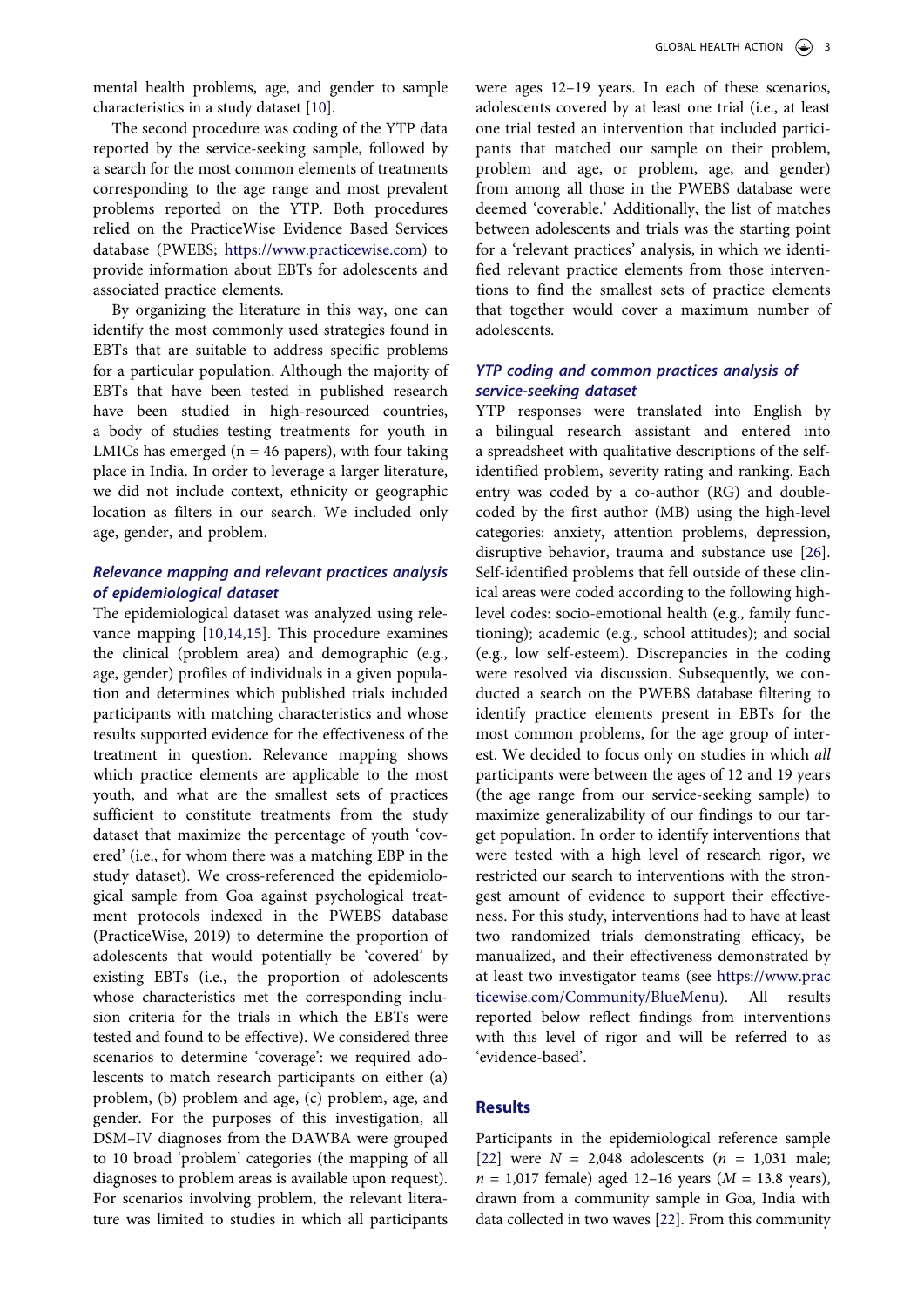mental health problems, age, and gender to sample characteristics in a study dataset [10].

The second procedure was coding of the YTP data reported by the service-seeking sample, followed by a search for the most common elements of treatments corresponding to the age range and most prevalent problems reported on the YTP. Both procedures relied on the PracticeWise Evidence Based Services database (PWEBS; https://www.practicewise.com) to provide information about EBTs for adolescents and associated practice elements.

By organizing the literature in this way, one can identify the most commonly used strategies found in EBTs that are suitable to address specific problems for a particular population. Although the majority of EBTs that have been tested in published research have been studied in high-resourced countries, a body of studies testing treatments for youth in LMICs has emerged (n = 46 papers), with four taking place in India. In order to leverage a larger literature, we did not include context, ethnicity or geographic location as filters in our search. We included only age, gender, and problem.

### *Relevance mapping and relevant practices analysis of epidemiological dataset*

The epidemiological dataset was analyzed using relevance mapping [10,14,15]. This procedure examines the clinical (problem area) and demographic (e.g., age, gender) profiles of individuals in a given population and determines which published trials included participants with matching characteristics and whose results supported evidence for the effectiveness of the treatment in question. Relevance mapping shows which practice elements are applicable to the most youth, and what are the smallest sets of practices sufficient to constitute treatments from the study dataset that maximize the percentage of youth 'covered' (i.e., for whom there was a matching EBP in the study dataset). We cross-referenced the epidemiological sample from Goa against psychological treatment protocols indexed in the PWEBS database (PracticeWise, 2019) to determine the proportion of adolescents that would potentially be 'covered' by existing EBTs (i.e., the proportion of adolescents whose characteristics met the corresponding inclusion criteria for the trials in which the EBTs were tested and found to be effective). We considered three scenarios to determine 'coverage': we required adolescents to match research participants on either (a) problem, (b) problem and age, (c) problem, age, and gender. For the purposes of this investigation, all DSM–IV diagnoses from the DAWBA were grouped to 10 broad 'problem' categories (the mapping of all diagnoses to problem areas is available upon request). For scenarios involving problem, the relevant literature was limited to studies in which all participants were ages 12–19 years. In each of these scenarios, adolescents covered by at least one trial (i.e., at least one trial tested an intervention that included participants that matched our sample on their problem, problem and age, or problem, age, and gender) from among all those in the PWEBS database were deemed 'coverable.' Additionally, the list of matches between adolescents and trials was the starting point for a 'relevant practices' analysis, in which we identified relevant practice elements from those interventions to find the smallest sets of practice elements that together would cover a maximum number of adolescents.

### *YTP coding and common practices analysis of service-seeking dataset*

YTP responses were translated into English by a bilingual research assistant and entered into a spreadsheet with qualitative descriptions of the self-identified problem, severity rating and ranking. Each entry was coded by a co-author (RG) and double-coded by the first author (MB) using the high-level categories: anxiety, attention problems, depression, disruptive behavior, trauma and substance use [26]. Self-identified problems that fell outside of these clinical areas were coded according to the following high-level codes: socio-emotional health (e.g., family functioning); academic (e.g., school attitudes); and social (e.g., low self-esteem). Discrepancies in the coding were resolved via discussion. Subsequently, we conducted a search on the PWEBS database filtering to identify practice elements present in EBTs for the most common problems, for the age group of interest. We decided to focus only on studies in which *all* participants were between the ages of 12 and 19 years (the age range from our service-seeking sample) to maximize generalizability of our findings to our target population. In order to identify interventions that were tested with a high level of research rigor, we restricted our search to interventions with the strongest amount of evidence to support their effectiveness. For this study, interventions had to have at least two randomized trials demonstrating efficacy, be manualized, and their effectiveness demonstrated by at least two investigator teams (see https://www.practicewise.com/Community/BlueMenu). All results reported below reflect findings from interventions with this level of rigor and will be referred to as 'evidence-based'.

## Results

Participants in the epidemiological reference sample [22] were $N$ = 2,048 adolescents ($n$ = 1,031 male; $n$ = 1,017 female) aged 12–16 years ($M$ = 13.8 years), drawn from a community sample in Goa, India with data collected in two waves [22]. From this community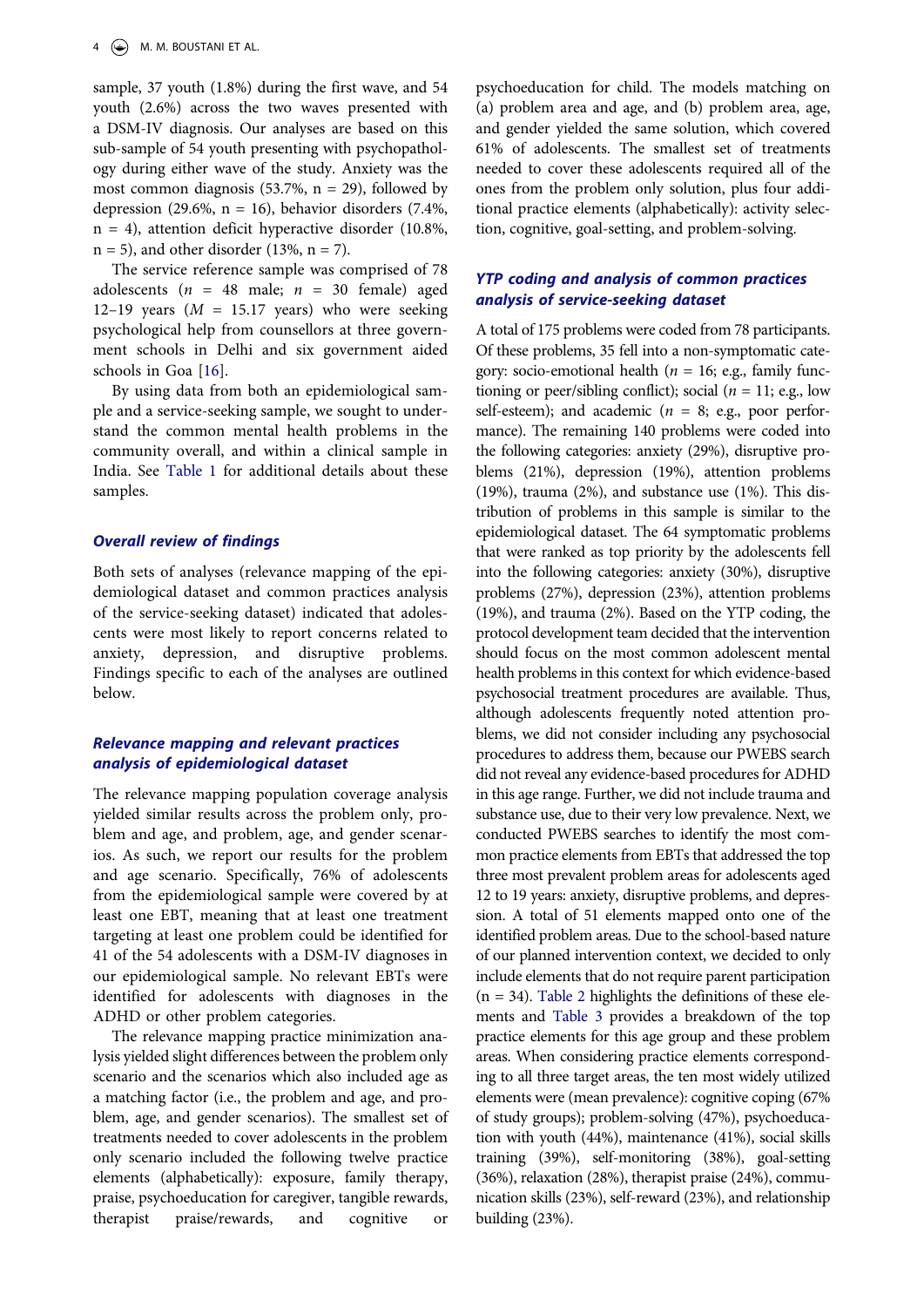sample, 37 youth (1.8%) during the first wave, and 54 youth (2.6%) across the two waves presented with a DSM-IV diagnosis. Our analyses are based on this sub-sample of 54 youth presenting with psychopathology during either wave of the study. Anxiety was the most common diagnosis (53.7%, n = 29), followed by depression (29.6%, n = 16), behavior disorders (7.4%, n = 4), attention deficit hyperactive disorder (10.8%, n = 5), and other disorder (13%, n = 7).

The service reference sample was comprised of 78 adolescents (*n* = 48 male; *n* = 30 female) aged 12–19 years (*M* = 15.17 years) who were seeking psychological help from counsellors at three government schools in Delhi and six government aided schools in Goa [16].

By using data from both an epidemiological sample and a service-seeking sample, we sought to understand the common mental health problems in the community overall, and within a clinical sample in India. See Table 1 for additional details about these samples.

### *Overall review of findings*

Both sets of analyses (relevance mapping of the epidemiological dataset and common practices analysis of the service-seeking dataset) indicated that adolescents were most likely to report concerns related to anxiety, depression, and disruptive problems. Findings specific to each of the analyses are outlined below.

### *Relevance mapping and relevant practices analysis of epidemiological dataset*

The relevance mapping population coverage analysis yielded similar results across the problem only, problem and age, and problem, age, and gender scenarios. As such, we report our results for the problem and age scenario. Specifically, 76% of adolescents from the epidemiological sample were covered by at least one EBT, meaning that at least one treatment targeting at least one problem could be identified for 41 of the 54 adolescents with a DSM-IV diagnoses in our epidemiological sample. No relevant EBTs were identified for adolescents with diagnoses in the ADHD or other problem categories.

The relevance mapping practice minimization analysis yielded slight differences between the problem only scenario and the scenarios which also included age as a matching factor (i.e., the problem and age, and problem, age, and gender scenarios). The smallest set of treatments needed to cover adolescents in the problem only scenario included the following twelve practice elements (alphabetically): exposure, family therapy, praise, psychoeducation for caregiver, tangible rewards, therapist praise/rewards, and cognitive or psychoeducation for child. The models matching on (a) problem area and age, and (b) problem area, age, and gender yielded the same solution, which covered 61% of adolescents. The smallest set of treatments needed to cover these adolescents required all of the ones from the problem only solution, plus four additional practice elements (alphabetically): activity selection, cognitive, goal-setting, and problem-solving.

### *YTP coding and analysis of common practices analysis of service-seeking dataset*

A total of 175 problems were coded from 78 participants. Of these problems, 35 fell into a non-symptomatic category: socio-emotional health (*n* = 16; e.g., family functioning or peer/sibling conflict); social (*n* = 11; e.g., low self-esteem); and academic (*n* = 8; e.g., poor performance). The remaining 140 problems were coded into the following categories: anxiety (29%), disruptive problems (21%), depression (19%), attention (19%), trauma (2%), and substance use (1%). This distribution of problems in this sample is similar to the epidemiological dataset. The 64 symptomatic problems that were ranked as top priority by the adolescents fell into the following categories: anxiety (30%), disruptive problems (27%), depression (23%), attention problems (19%), and trauma (2%). Based on the YTP coding, the protocol development team decided that the intervention should focus on the most common adolescent mental health problems in this context for which evidence-based psychosocial treatment procedures are available. Thus, although adolescents frequently noted attention problems, we did not consider including any psychosocial procedures to address them, because our PWEBS search did not reveal any evidence-based procedures for ADHD in this age range. Further, we did not include trauma and substance use, due to their very low prevalence. Next, we conducted PWEBS searches to identify the most common practice elements from EBTs that addressed the top three most prevalent problem areas for adolescents aged 12 to 19 years: anxiety, disruptive problems, and depression. A total of 51 elements mapped onto one of the identified problem areas. Due to the school-based nature of our planned intervention context, we decided to only include elements that do not require parent participation (n = 34). Table 2 highlights the definitions of these elements and Table 3 provides a breakdown of the top practice elements for this age group and these problem areas. When considering practice elements corresponding to all three target areas, the ten most widely utilized elements were (mean prevalence): cognitive coping (67% of study groups); problem-solving (47%), psychoeducation with youth (44%), maintenance (41%), social skills training (39%), self-monitoring (38%), goal-setting (36%), relaxation (28%), therapist praise (24%), communication skills (23%), self-reward (23%), and relationship building (23%).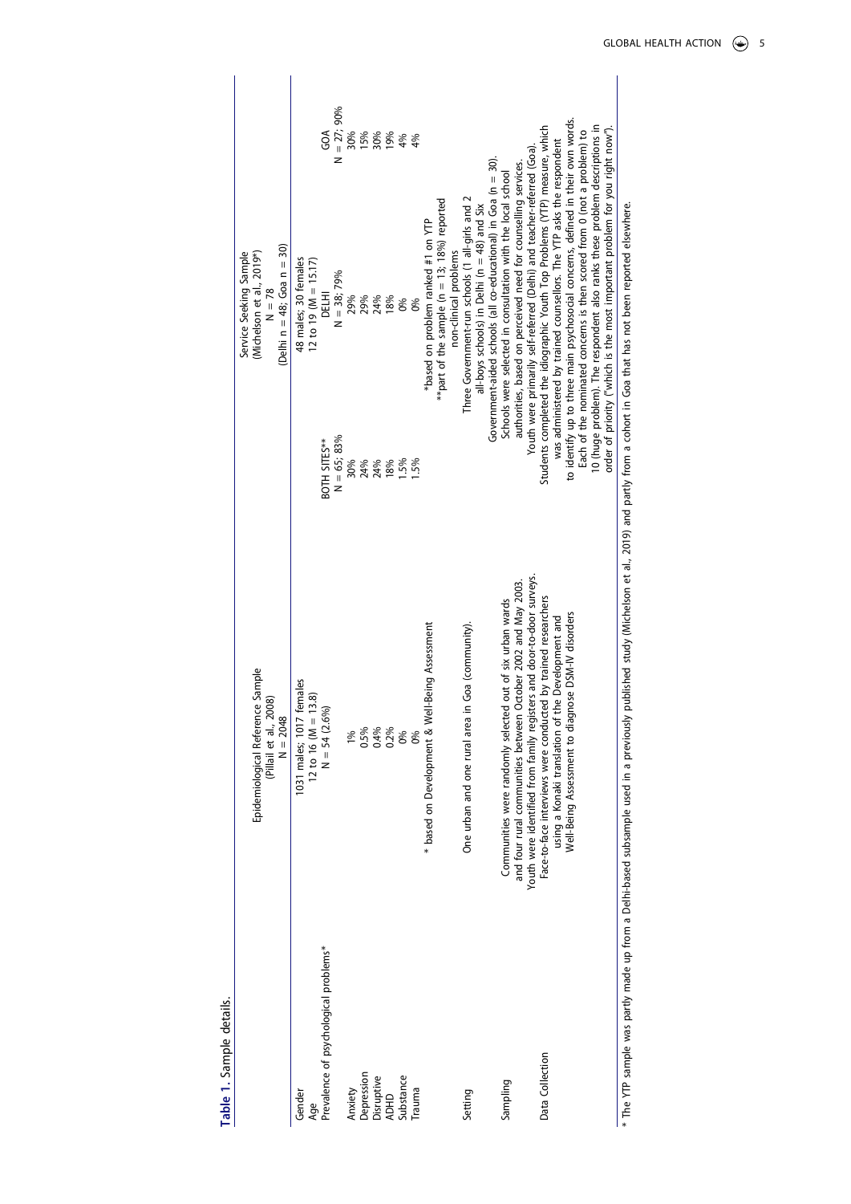**Table 1.** Sample details.

| | Epidemiological Reference Sample (Pillail et al., 2008) N = 2048 | Service Seeking Sample (Michelson et al., 2019*) N = 78 (Delhi n = 48; Goa n = 30) | | |
|---|---|---|---|---|
| Gender | 1031 males; 1017 females | 48 males; 30 females | | |
| Age | 12 to 16 (M = 13.8) | 12 to 19 (M = 15.17) | | |
| Prevalence of psychological problems* | N = 54 (2.6%) | BOTH SITES** N = 65; 83% | DELHI N = 38; 79% | GOA N = 27; 90% |
| Anxiety | 1% | 30% | 29% | 30% |
| Depression | 0.5% | 24% | 29% | 15% |
| Disruptive | 0.4% | 24% | 24% | 30% |
| ADHD | 0.2% | 18% | 18% | 19% |
| Substance | 0% | 1.5% | 0% | 4% |
| Trauma | 0% | 1.5% | 0% | 4% |
| | * based on Development & Well-Being Assessment | *based on problem ranked #1 on YTP **part of the sample (n = 13; 18%) reported non-clinical problems | | |
| Setting | One urban and one rural area in Goa (community). | Three Government-run schools (1 all-girls and 2 all-boys schools) in Delhi (n = 48) and Six Government-aided schools (all co-educational) in Goa (n = 30). | | |
| Sampling | Communities were randomly selected out of six urban wards and four rural communities between October 2002 and May 2003. Youth were identified from family registers and door-to-door surveys. | Schools were selected in consultation with the local school authorities, based on perceived need for counselling services. Youth were primarily self-referred (Delhi) and teacher-referred (Goa). | | |
| Data Collection | Face-to-face interviews were conducted by trained researchers using a Konaki translation of the Development and Well-Being Assessment to diagnose DSM-IV disorders | Students completed the idiographic Youth Top Problems (YTP) measure, which was administered by trained counsellors. The YTP asks the respondent to identify up to three main psychosocial concerns, defined in their own words. Each of the nominated concerns is then scored from 0 (not a problem) to 10 (huge problem). The respondent also ranks these problem descriptions in order of priority ("which is the most important problem for you right now"). | | |

* The YTP sample was partly made up from a Delhi-based subsample used in a previously published study (Michelson et al., 2019) and partly from a cohort in Goa that has not been reported elsewhere.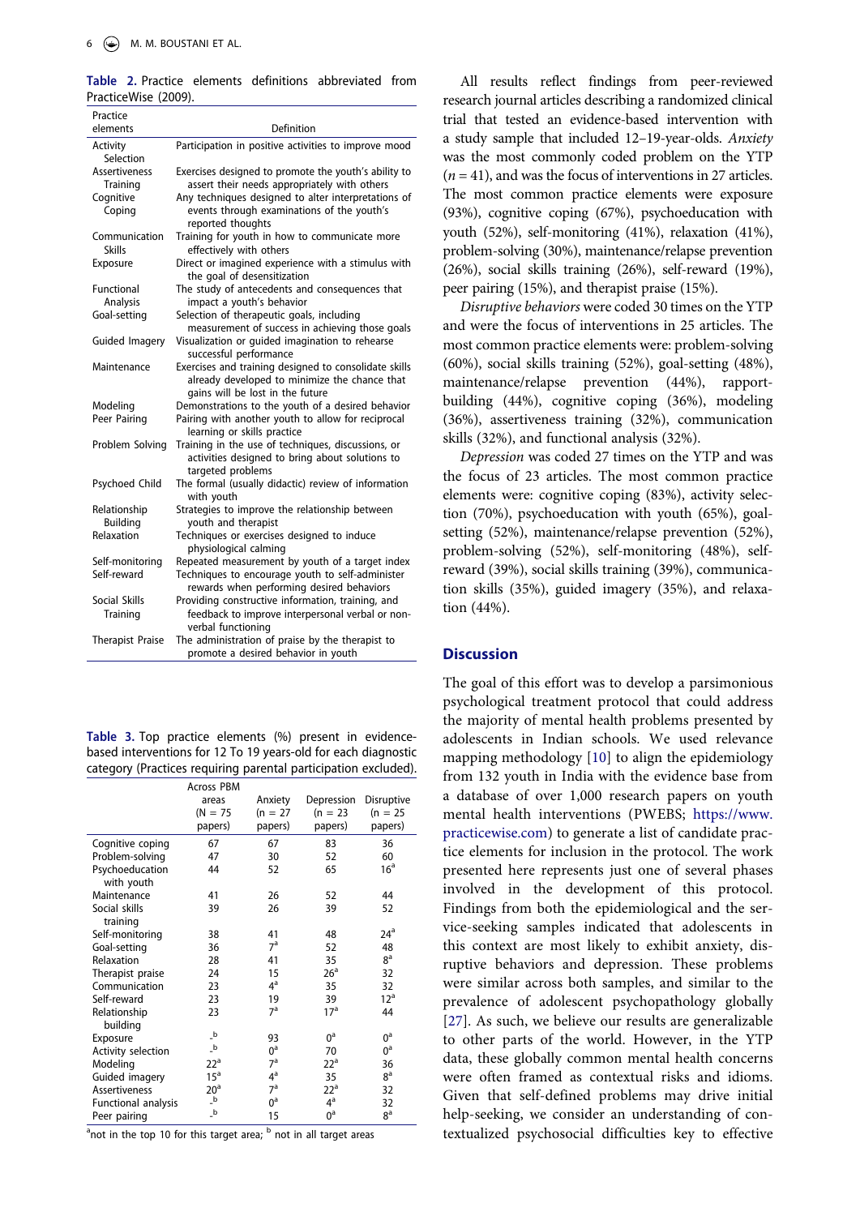Table 2. Practice elements definitions abbreviated from PracticeWise (2009).

| Practice elements | Definition |
|---|---|
| Activity Selection | Participation in positive activities to improve mood |
| Assertiveness Training | Exercises designed to promote the youth's ability to assert their needs appropriately with others |
| Cognitive Coping | Any techniques designed to alter interpretations of events through examinations of the youth's reported thoughts |
| Communication Skills | Training for youth in how to communicate more effectively with others |
| Exposure | Direct or imagined experience with a stimulus with the goal of desensitization |
| Functional Analysis | The study of antecedents and consequences that impact a youth's behavior |
| Goal-setting | Selection of therapeutic goals, including measurement of success in achieving those goals |
| Guided Imagery | Visualization or guided imagination to rehearse successful performance |
| Maintenance | Exercises and training designed to consolidate skills already developed to minimize the chance that gains will be lost in the future |
| Modeling | Demonstrations to the youth of a desired behavior |
| Peer Pairing | Pairing with another youth to allow for reciprocal learning or skills practice |
| Problem Solving | Training in the use of techniques, discussions, or activities designed to bring about solutions to targeted problems |
| Psychoed Child | The formal (usually didactic) review of information with youth |
| Relationship Building | Strategies to improve the relationship between youth and therapist |
| Relaxation | Techniques or exercises designed to induce physiological calming |
| Self-monitoring | Repeated measurement by youth of a target index |
| Self-reward | Techniques to encourage youth to self-administer rewards when performing desired behaviors |
| Social Skills Training | Providing constructive information, training, and feedback to improve interpersonal verbal or non-verbal functioning |
| Therapist Praise | The administration of praise by the therapist to promote a desired behavior in youth |

Table 3. Top practice elements (%) present in evidence-based interventions for 12 To 19 years-old for each diagnostic category (Practices requiring parental participation excluded).

| | Across PBM areas (N = 75 papers) | Anxiety (n = 27 papers) | Depression (n = 23 papers) | Disruptive (n = 25 papers) |
|---|---|---|---|---|
| Cognitive coping | 67 | 67 | 83 | 36 |
| Problem-solving | 47 | 30 | 52 | 60 |
| Psychoeducation with youth | 44 | 52 | 65 | 16[a] |
| Maintenance | 41 | 26 | 52 | 44 |
| Social skills training | 39 | 26 | 39 | 52 |
| Self-monitoring | 38 | 41 | 48 | 24[a] |
| Goal-setting | 36 | 7[a] | 52 | 48 |
| Relaxation | 28 | 41 | 35 | 8[a] |
| Therapist praise | 24 | 15 | 26[a] | 32 |
| Communication | 23 | 4[a] | 35 | 32 |
| Self-reward | 23 | 19 | 39 | 12[a] |
| Relationship building | 23 | 7[a] | 17[a] | 44 |
| Exposure | -[b] | 93 | 0[a] | 0[a] |
| Activity selection | -[b] | 0[a] | 70 | 0[a] |
| Modeling | 22[a] | 7[a] | 22[a] | 36 |
| Guided imagery | 15[a] | 4[a] | 35 | 8[a] |
| Assertiveness | 20[a] | 7[a] | 22[a] | 32 |
| Functional analysis | -[b] | 0[a] | 4[a] | 32 |
| Peer pairing | -[b] | 15 | 0[a] | 8[a] |

[a]not in the top 10 for this target area; [b] not in all target areas

All results reflect findings from peer-reviewed research journal articles describing a randomized clinical trial that tested an evidence-based intervention with a study sample that included 12–19-year-olds. *Anxiety* was the most commonly coded problem on the YTP ($n = 41$), and was the focus of interventions in 27 articles. The most common practice elements were exposure (93%), cognitive coping (67%), psychoeducation with youth (52%), self-monitoring (41%), relaxation (41%), problem-solving (30%), maintenance/relapse prevention (26%), social skills training (26%), self-reward (19%), peer pairing (15%), and therapist praise (15%).

*Disruptive behaviors* were coded 30 times on the YTP and were the focus of interventions in 25 articles. The most common practice elements were: problem-solving (60%), social skills training (52%), goal-setting (48%), maintenance/relapse prevention (44%), rapport-building (44%), cognitive coping (36%), modeling (36%), assertiveness training (32%), communication skills (32%), and functional analysis (32%).

*Depression* was coded 27 times on the YTP and was the focus of 23 articles. The most common practice elements were: cognitive coping (83%), activity selection (70%), psychoeducation with youth (65%), goal-setting (52%), maintenance/relapse prevention (52%), problem-solving (52%), self-monitoring (48%), self-reward (39%), social skills training (39%), communication skills (35%), guided imagery (35%), and relaxation (44%).

## Discussion

The goal of this effort was to develop a parsimonious psychological treatment protocol that could address the majority of mental health problems presented by adolescents in Indian schools. We used relevance mapping methodology [10] to align the epidemiology from 132 youth in India with the evidence base from a database of over 1,000 research papers on youth mental health interventions (PWEBS; https://www.practicewise.com) to generate a list of candidate practice elements for inclusion in the protocol. The work presented here represents just one of several phases involved in the development of this protocol. Findings from both the epidemiological and the service-seeking samples indicated that adolescents in this context are most likely to exhibit anxiety, disruptive behaviors and depression. These problems were similar across both samples, and similar to the prevalence of adolescent psychopathology globally [27]. As such, we believe our results are generalizable to other parts of the world. However, in the YTP data, these globally common mental health concerns were often framed as contextual risks and idioms. Given that self-defined problems may drive initial help-seeking, we consider an understanding of contextualized psychosocial difficulties key to effective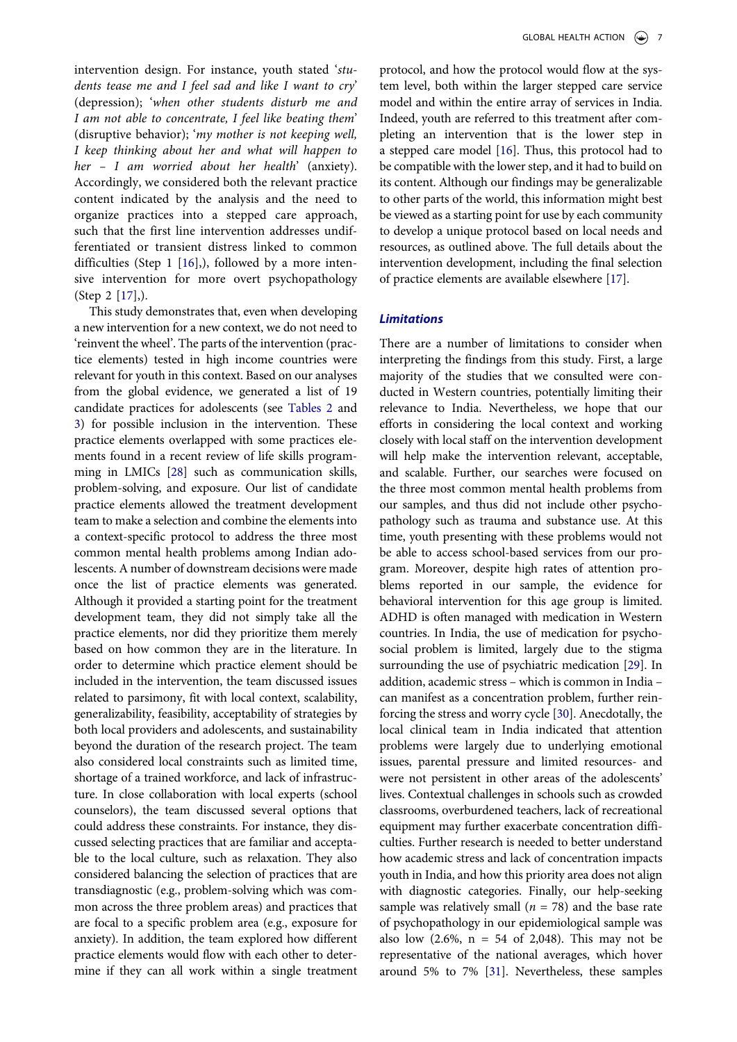intervention design. For instance, youth stated '*students tease me and I feel sad and like I want to cry*' (depression); '*when other students disturb me and I am not able to concentrate, I feel like beating them*' (disruptive behavior); '*my mother is not keeping well, I keep thinking about her and what will happen to her – I am worried about her health*' (anxiety). Accordingly, we considered both the relevant practice content indicated by the analysis and the need to organize practices into a stepped care approach, such that the first line intervention addresses undifferentiated or transient distress linked to common difficulties (Step 1 [16],), followed by a more intensive intervention for more overt psychopathology (Step 2 [17],).

This study demonstrates that, even when developing a new intervention for a new context, we do not need to 'reinvent the wheel'. The parts of the intervention (practice elements) tested in high income countries were relevant for youth in this context. Based on our analyses from the global evidence, we generated a list of 19 candidate practices for adolescents (see Tables 2 and 3) for possible inclusion in the intervention. These practice elements overlapped with some practices elements found in a recent review of life skills programming in LMICs [28] such as communication skills, problem-solving, and exposure. Our list of candidate practice elements allowed the treatment development team to make a selection and combine the elements into a context-specific protocol to address the three most common mental health problems among Indian adolescents. A number of downstream decisions were made once the list of practice elements was generated. Although it provided a starting point for the treatment development team, they did not simply take all the practice elements, nor did they prioritize them merely based on how common they are in the literature. In order to determine which practice element should be included in the intervention, the team discussed issues related to parsimony, fit with local context, scalability, generalizability, feasibility, acceptability of strategies by both local providers and adolescents, and sustainability beyond the duration of the research project. The team also considered local constraints such as limited time, shortage of a trained workforce, and lack of infrastructure. In close collaboration with local experts (school counselors), the team discussed several options that could address these constraints. For instance, they discussed selecting practices that are familiar and acceptable to the local culture, such as relaxation. They also considered balancing the selection of practices that are transdiagnostic (e.g., problem-solving which was common across the three problem areas) and practices that are focal to a specific problem area (e.g., exposure for anxiety). In addition, the team explored how different practice elements would flow with each other to determine if they can all work within a single treatment protocol, and how the protocol would flow at the system level, both within the larger stepped care service model and within the entire array of services in India. Indeed, youth are referred to this treatment after completing an intervention that is the lower step in a stepped care model [16]. Thus, this protocol had to be compatible with the lower step, and it had to build on its content. Although our findings may be generalizable to other parts of the world, this information might best be viewed as a starting point for use by each community to develop a unique protocol based on local needs and resources, as outlined above. The full details about the intervention development, including the final selection of practice elements are available elsewhere [17].

## Limitations

There are a number of limitations to consider when interpreting the findings from this study. First, a large majority of the studies that we consulted were conducted in Western countries, potentially limiting their relevance to India. Nevertheless, we hope that our efforts in considering the local context and working closely with local staff on the intervention development will help make the intervention relevant, acceptable, and scalable. Further, our searches were focused on the three most common mental health problems from our samples, and thus did not include other psychopathology such as trauma and substance use. At this time, youth presenting with these problems would not be able to access school-based services from our program. Moreover, despite high rates of attention problems reported in our sample, the evidence for behavioral intervention for this age group is limited. ADHD is often managed with medication in Western countries. In India, the use of medication for psychosocial problem is limited, largely due to the stigma surrounding the use of psychiatric medication [29]. In addition, academic stress – which is common in India – can manifest as a concentration problem, further reinforcing the stress and worry cycle [30]. Anecdotally, the local clinical team in India indicated that attention problems were largely due to underlying emotional issues, parental pressure and limited resources- and were not persistent in other areas of the adolescents' lives. Contextual challenges in schools such as crowded classrooms, overburdened teachers, lack of recreational equipment may further exacerbate concentration difficulties. Further research is needed to better understand how academic stress and lack of concentration impacts youth in India, and how this priority area does not align with diagnostic categories. Finally, our help-seeking sample was relatively small ($n$ = 78) and the base rate of psychopathology in our epidemiological sample was also low (2.6%, n = 54 of 2,048). This may not be representative of the national averages, which hover around 5% to 7% [31]. Nevertheless, these samples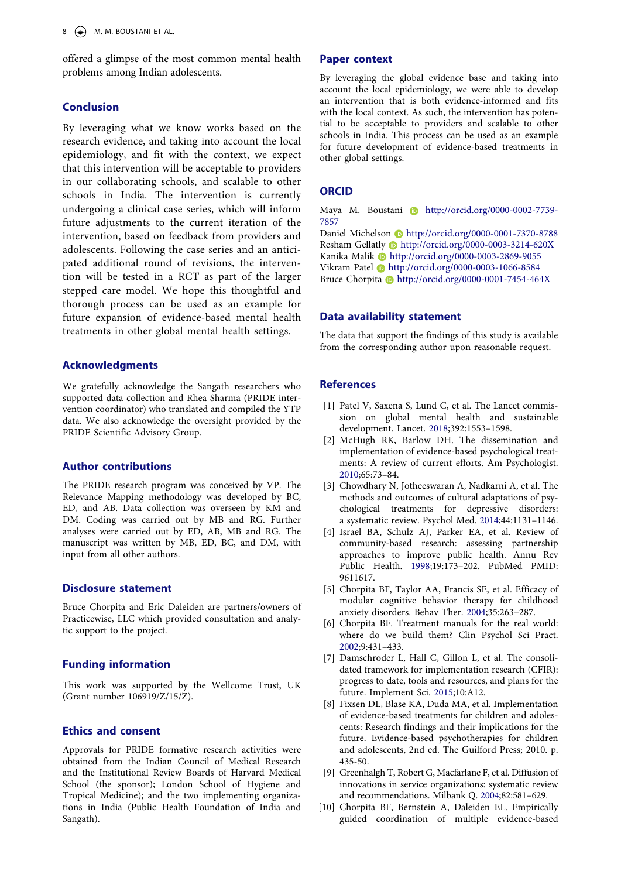offered a glimpse of the most common mental health problems among Indian adolescents.

## Conclusion

By leveraging what we know works based on the research evidence, and taking into account the local epidemiology, and fit with the context, we expect that this intervention will be acceptable to providers in our collaborating schools, and scalable to other schools in India. The intervention is currently undergoing a clinical case series, which will inform future adjustments to the current iteration of the intervention, based on feedback from providers and adolescents. Following the case series and an anticipated additional round of revisions, the intervention will be tested in a RCT as part of the larger stepped care model. We hope this thoughtful and thorough process can be used as an example for future expansion of evidence-based mental health treatments in other global mental health settings.

## Acknowledgments

We gratefully acknowledge the Sangath researchers who supported data collection and Rhea Sharma (PRIDE intervention coordinator) who translated and compiled the YTP data. We also acknowledge the oversight provided by the PRIDE Scientific Advisory Group.

## Author contributions

The PRIDE research program was conceived by VP. The Relevance Mapping methodology was developed by BC, ED, and AB. Data collection was overseen by KM and DM. Coding was carried out by MB and RG. Further analyses were carried out by ED, AB, MB and RG. The manuscript was written by MB, ED, BC, and DM, with input from all other authors.

## Disclosure statement

Bruce Chorpita and Eric Daleiden are partners/owners of Practicewise, LLC which provided consultation and analytic support to the project.

## Funding information

This work was supported by the Wellcome Trust, UK (Grant number 106919/Z/15/Z).

## Ethics and consent

Approvals for PRIDE formative research activities were obtained from the Indian Council of Medical Research and the Institutional Review Boards of Harvard Medical School (the sponsor); London School of Hygiene and Tropical Medicine); and the two implementing organizations in India (Public Health Foundation of India and Sangath).

## Paper context

By leveraging the global evidence base and taking into account the local epidemiology, we were able to develop an intervention that is both evidence-informed and fits with the local context. As such, the intervention has potential to be acceptable to providers and scalable to other schools in India. This process can be used as an example for future development of evidence-based treatments in other global settings.

## ORCID

Maya M. Boustani http://orcid.org/0000-0002-7739-7857
Daniel Michelson http://orcid.org/0000-0001-7370-8788
Resham Gellatly http://orcid.org/0000-0003-3214-620X
Kanika Malik http://orcid.org/0000-0003-2869-9055
Vikram Patel http://orcid.org/0000-0003-1066-8584
Bruce Chorpita http://orcid.org/0000-0001-7454-464X

## Data availability statement

The data that support the findings of this study is available from the corresponding author upon reasonable request.

## References

[1] Patel V, Saxena S, Lund C, et al. The Lancet commission on global mental health and sustainable development. Lancet. 2018;392:1553–1598.

[2] McHugh RK, Barlow DH. The dissemination and implementation of evidence-based psychological treatments: A review of current efforts. Am Psychologist. 2010;65:73–84.

[3] Chowdhary N, Jotheeswaran A, Nadkarni A, et al. The methods and outcomes of cultural adaptations of psychological treatments for depressive disorders: a systematic review. Psychol Med. 2014;44:1131–1146.

[4] Israel BA, Schulz AJ, Parker EA, et al. Review of community-based research: assessing partnership approaches to improve public health. Annu Rev Public Health. 1998;19:173–202. PubMed PMID: 9611617.

[5] Chorpita BF, Taylor AA, Francis SE, et al. Efficacy of modular cognitive behavior therapy for childhood anxiety disorders. Behav Ther. 2004;35:263–287.

[6] Chorpita BF. Treatment manuals for the real world: where do we build them? Clin Psychol Sci Pract. 2002;9:431–433.

[7] Damschroder L, Hall C, Gillon L, et al. The consolidated framework for implementation research (CFIR): progress to date, tools and resources, and plans for the future. Implement Sci. 2015;10:A12.

[8] Fixsen DL, Blase KA, Duda MA, et al. Implementation of evidence-based treatments for children and adolescents: Research findings and their implications for the future. Evidence-based psychotherapies for children and adolescents, 2nd ed. The Guilford Press; 2010. p. 435-50.

[9] Greenhalgh T, Robert G, Macfarlane F, et al. Diffusion of innovations in service organizations: systematic review and recommendations. Milbank Q. 2004;82:581–629.

[10] Chorpita BF, Bernstein A, Daleiden EL. Empirically guided coordination of multiple evidence-based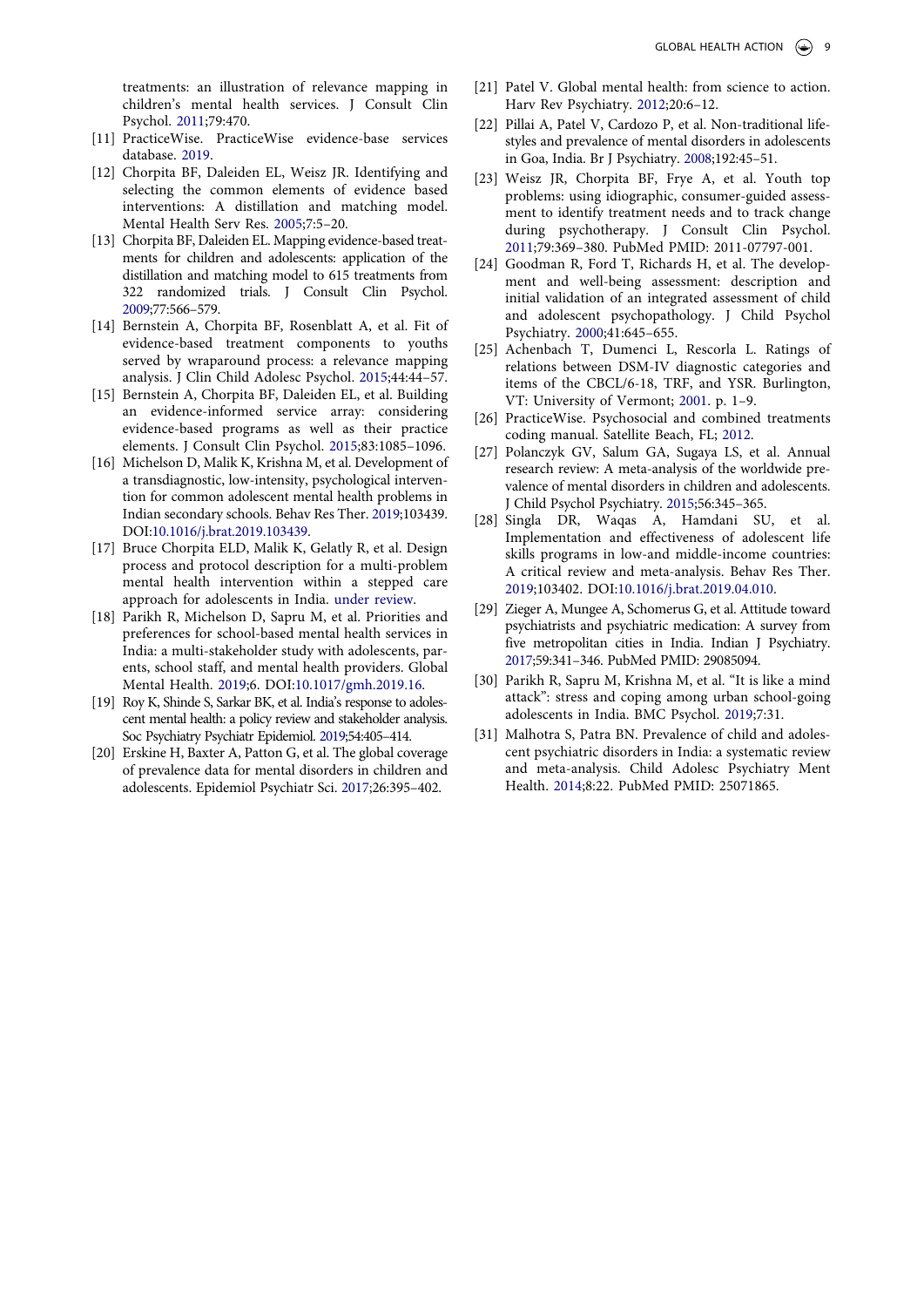treatments: an illustration of relevance mapping in children's mental health services. J Consult Clin Psychol. 2011;79:470.

[11] PracticeWise. PracticeWise evidence-base services database. 2019.

[12] Chorpita BF, Daleiden EL, Weisz JR. Identifying and selecting the common elements of evidence based interventions: A distillation and matching model. Mental Health Serv Res. 2005;7:5–20.

[13] Chorpita BF, Daleiden EL. Mapping evidence-based treatments for children and adolescents: application of the distillation and matching model to 615 treatments from 322 randomized trials. J Consult Clin Psychol. 2009;77:566–579.

[14] Bernstein A, Chorpita BF, Rosenblatt A, et al. Fit of evidence-based treatment components to youths served by wraparound process: a relevance mapping analysis. J Clin Child Adolesc Psychol. 2015;44:44–57.

[15] Bernstein A, Chorpita BF, Daleiden EL, et al. Building an evidence-informed service array: considering evidence-based programs as well as their practice elements. J Consult Clin Psychol. 2015;83:1085–1096.

[16] Michelson D, Malik K, Krishna M, et al. Development of a transdiagnostic, low-intensity, psychological intervention for common adolescent mental health problems in Indian secondary schools. Behav Res Ther. 2019;103439. DOI:10.1016/j.brat.2019.103439.

[17] Bruce Chorpita ELD, Malik K, Gelatly R, et al. Design process and protocol description for a multi-problem mental health intervention within a stepped care approach for adolescents in India. under review.

[18] Parikh R, Michelson D, Sapru M, et al. Priorities and preferences for school-based mental health services in India: a multi-stakeholder study with adolescents, parents, school staff, and mental health providers. Global Mental Health. 2019;6. DOI:10.1017/gmh.2019.16.

[19] Roy K, Shinde S, Sarkar BK, et al. India's response to adolescent mental health: a policy review and stakeholder analysis. Soc Psychiatry Psychiatr Epidemiol. 2019;54:405–414.

[20] Erskine H, Baxter A, Patton G, et al. The global coverage of prevalence data for mental disorders in children and adolescents. Epidemiol Psychiatr Sci. 2017;26:395–402.

[21] Patel V. Global mental health: from science to action. Harv Rev Psychiatry. 2012;20:6–12.

[22] Pillai A, Patel V, Cardozo P, et al. Non-traditional lifestyles and prevalence of mental disorders in adolescents in Goa, India. Br J Psychiatry. 2008;192:45–51.

[23] Weisz JR, Chorpita BF, Frye A, et al. Youth top problems: using idiographic, consumer-guided assessment to identify treatment needs and to track change during psychotherapy. J Consult Clin Psychol. 2011;79:369–380. PubMed PMID: 2011-07797-001.

[24] Goodman R, Ford T, Richards H, et al. The development and well-being assessment: description and initial validation of an integrated assessment of child and adolescent psychopathology. J Child Psychol Psychiatry. 2000;41:645–655.

[25] Achenbach T, Dumenci L, Rescorla L. Ratings of relations between DSM-IV diagnostic categories and items of the CBCL/6-18, TRF, and YSR. Burlington, VT: University of Vermont; 2001. p. 1–9.

[26] PracticeWise. Psychosocial and combined treatments coding manual. Satellite Beach, FL; 2012.

[27] Polanczyk GV, Salum GA, Sugaya LS, et al. Annual research review: A meta-analysis of the worldwide prevalence of mental disorders in children and adolescents. J Child Psychol Psychiatry. 2015;56:345–365.

[28] Singla DR, Waqas A, Hamdani SU, et al. Implementation and effectiveness of adolescent life skills programs in low-and middle-income countries: A critical review and meta-analysis. Behav Res Ther. 2019;103402. DOI:10.1016/j.brat.2019.04.010.

[29] Zieger A, Mungee A, Schomerus G, et al. Attitude toward psychiatrists and psychiatric medication: A survey from five metropolitan cities in India. Indian J Psychiatry. 2017;59:341–346. PubMed PMID: 29085094.

[30] Parikh R, Sapru M, Krishna M, et al. "It is like a mind attack": stress and coping among urban school-going adolescents in India. BMC Psychol. 2019;7:31.

[31] Malhotra S, Patra BN. Prevalence of child and adolescent psychiatric disorders in India: a systematic review and meta-analysis. Child Adolesc Psychiatry Ment Health. 2014;8:22. PubMed PMID: 25071865.